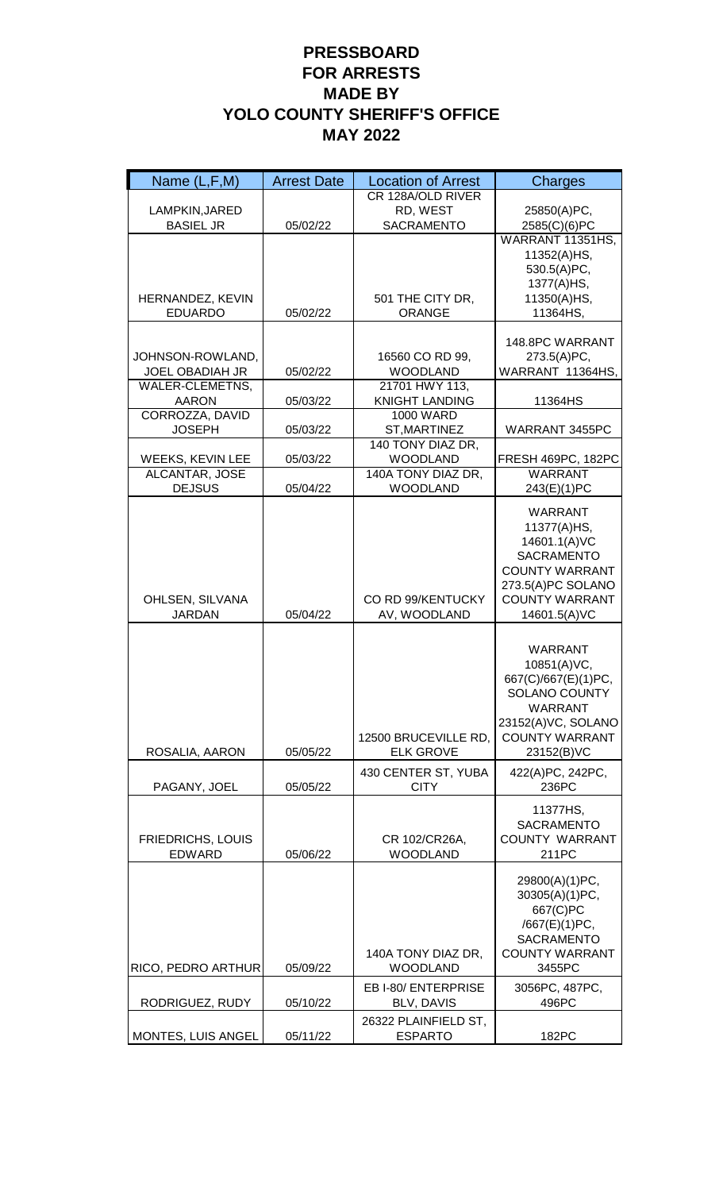# PRESSBOARD
# FOR ARRESTS
# MADE BY
# YOLO COUNTY SHERIFF'S OFFICE
# MAY 2022

| Name (L,F,M) | Arrest Date | Location of Arrest | Charges |
|---|---|---|---|
| LAMPKIN,JARED BASIEL JR | 05/02/22 | CR 128A/OLD RIVER RD, WEST SACRAMENTO | 25850(A)PC, 2585(C)(6)PC |
| HERNANDEZ, KEVIN EDUARDO | 05/02/22 | 501 THE CITY DR, ORANGE | WARRANT 11351HS, 11352(A)HS, 530.5(A)PC, 1377(A)HS, 11350(A)HS, 11364HS, |
| JOHNSON-ROWLAND, JOEL OBADIAH JR | 05/02/22 | 16560 CO RD 99, WOODLAND | 148.8PC WARRANT 273.5(A)PC, WARRANT 11364HS, |
| WALER-CLEMETNS, AARON | 05/03/22 | 21701 HWY 113, KNIGHT LANDING | 11364HS |
| CORROZZA, DAVID JOSEPH | 05/03/22 | 1000 WARD ST,MARTINEZ | WARRANT 3455PC |
| WEEKS, KEVIN LEE | 05/03/22 | 140 TONY DIAZ DR, WOODLAND | FRESH 469PC, 182PC |
| ALCANTAR, JOSE DEJSUS | 05/04/22 | 140A TONY DIAZ DR, WOODLAND | WARRANT 243(E)(1)PC |
| OHLSEN, SILVANA JARDAN | 05/04/22 | CO RD 99/KENTUCKY AV, WOODLAND | WARRANT 11377(A)HS, 14601.1(A)VC SACRAMENTO COUNTY WARRANT 273.5(A)PC SOLANO COUNTY WARRANT 14601.5(A)VC |
| ROSALIA, AARON | 05/05/22 | 12500 BRUCEVILLE RD, ELK GROVE | WARRANT 10851(A)VC, 667(C)/667(E)(1)PC, SOLANO COUNTY WARRANT 23152(A)VC, SOLANO COUNTY WARRANT 23152(B)VC |
| PAGANY, JOEL | 05/05/22 | 430 CENTER ST, YUBA CITY | 422(A)PC, 242PC, 236PC |
| FRIEDRICHS, LOUIS EDWARD | 05/06/22 | CR 102/CR26A, WOODLAND | 11377HS, SACRAMENTO COUNTY WARRANT 211PC |
| RICO, PEDRO ARTHUR | 05/09/22 | 140A TONY DIAZ DR, WOODLAND | 29800(A)(1)PC, 30305(A)(1)PC, 667(C)PC /667(E)(1)PC, SACRAMENTO COUNTY WARRANT 3455PC |
| RODRIGUEZ, RUDY | 05/10/22 | EB I-80/ ENTERPRISE BLV, DAVIS | 3056PC, 487PC, 496PC |
| MONTES, LUIS ANGEL | 05/11/22 | 26322 PLAINFIELD ST, ESPARTO | 182PC |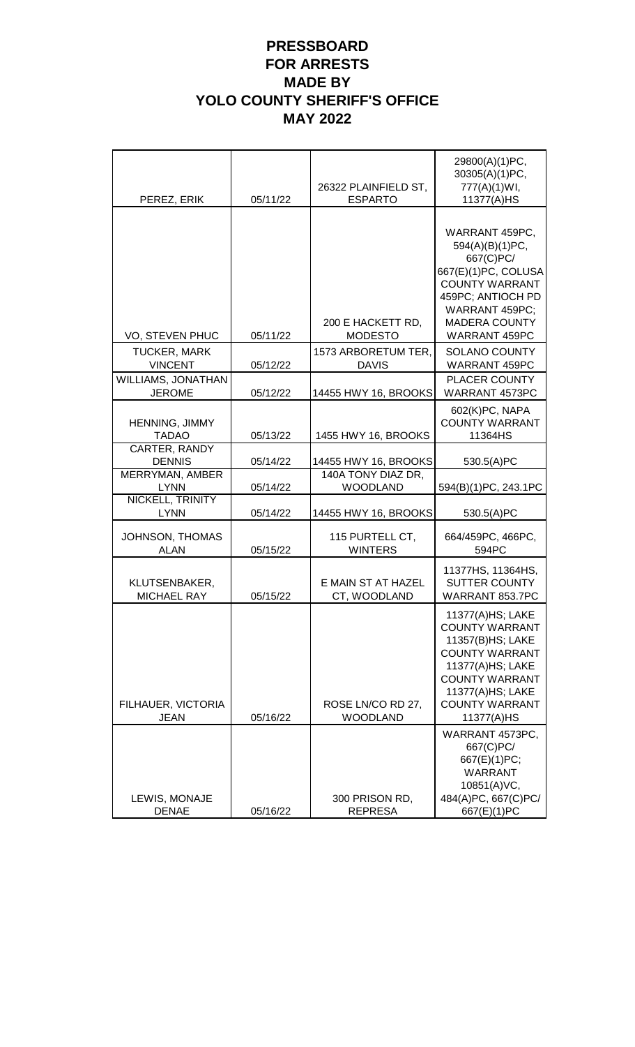# PRESSBOARD
# FOR ARRESTS
# MADE BY
# YOLO COUNTY SHERIFF'S OFFICE
# MAY 2022

| | | | |
|---|---|---|---|
| PEREZ, ERIK | 05/11/22 | 26322 PLAINFIELD ST, ESPARTO | 29800(A)(1)PC, 30305(A)(1)PC, 777(A)(1)WI, 11377(A)HS |
| VO, STEVEN PHUC | 05/11/22 | 200 E HACKETT RD, MODESTO | WARRANT 459PC, 594(A)(B)(1)PC, 667(C)PC/ 667(E)(1)PC, COLUSA COUNTY WARRANT 459PC; ANTIOCH PD WARRANT 459PC; MADERA COUNTY WARRANT 459PC |
| TUCKER, MARK VINCENT | 05/12/22 | 1573 ARBORETUM TER, DAVIS | SOLANO COUNTY WARRANT 459PC |
| WILLIAMS, JONATHAN JEROME | 05/12/22 | 14455 HWY 16, BROOKS | PLACER COUNTY WARRANT 4573PC |
| HENNING, JIMMY TADAO | 05/13/22 | 1455 HWY 16, BROOKS | 602(K)PC, NAPA COUNTY WARRANT 11364HS |
| CARTER, RANDY DENNIS | 05/14/22 | 14455 HWY 16, BROOKS | 530.5(A)PC |
| MERRYMAN, AMBER LYNN | 05/14/22 | 140A TONY DIAZ DR, WOODLAND | 594(B)(1)PC, 243.1PC |
| NICKELL, TRINITY LYNN | 05/14/22 | 14455 HWY 16, BROOKS | 530.5(A)PC |
| JOHNSON, THOMAS ALAN | 05/15/22 | 115 PURTELL CT, WINTERS | 664/459PC, 466PC, 594PC |
| KLUTSENBAKER, MICHAEL RAY | 05/15/22 | E MAIN ST AT HAZEL CT, WOODLAND | 11377HS, 11364HS, SUTTER COUNTY WARRANT 853.7PC |
| FILHAUER, VICTORIA JEAN | 05/16/22 | ROSE LN/CO RD 27, WOODLAND | 11377(A)HS; LAKE COUNTY WARRANT 11357(B)HS; LAKE COUNTY WARRANT 11377(A)HS; LAKE COUNTY WARRANT 11377(A)HS; LAKE COUNTY WARRANT 11377(A)HS |
| LEWIS, MONAJE DENAE | 05/16/22 | 300 PRISON RD, REPRESA | WARRANT 4573PC, 667(C)PC/ 667(E)(1)PC; WARRANT 10851(A)VC, 484(A)PC, 667(C)PC/ 667(E)(1)PC |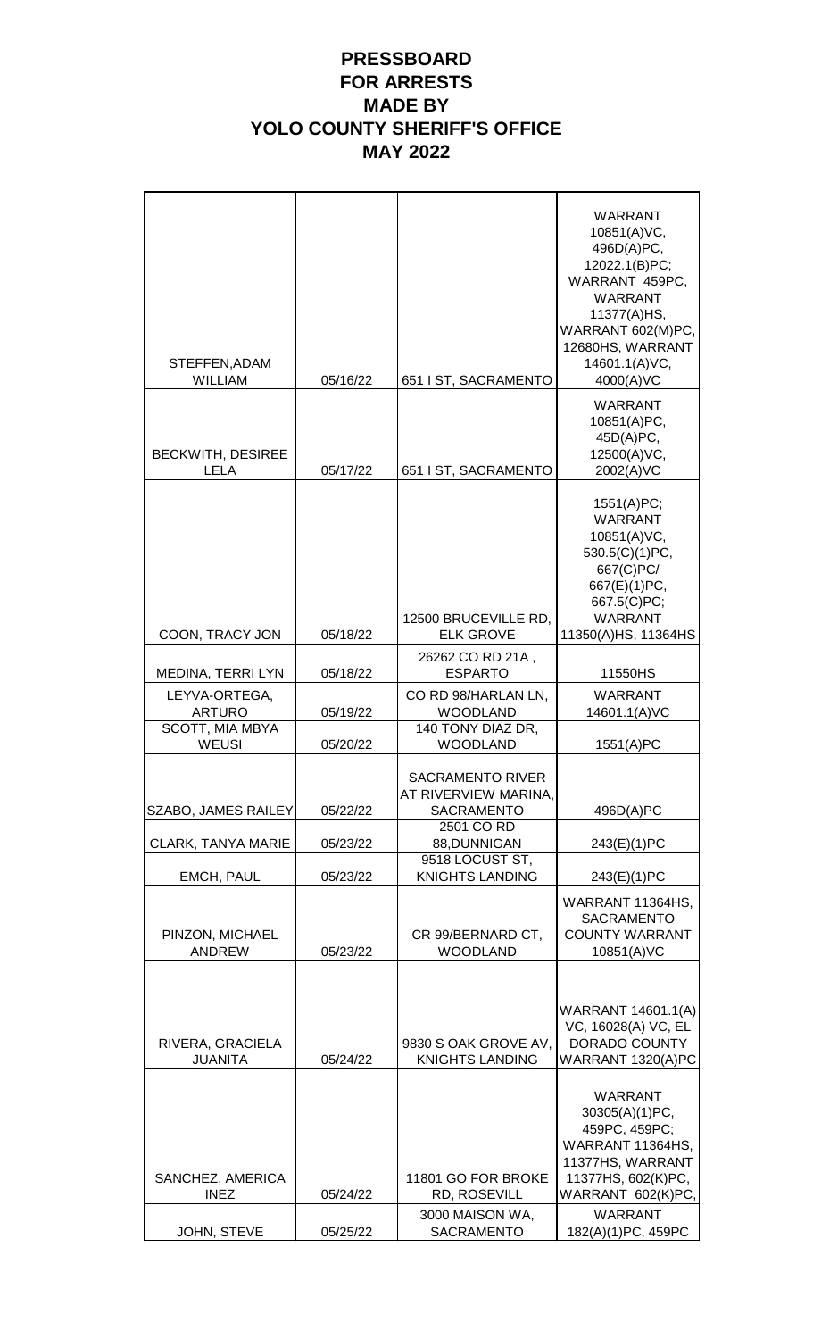# PRESSBOARD
# FOR ARRESTS
# MADE BY
# YOLO COUNTY SHERIFF'S OFFICE
# MAY 2022

| | | | |
|---|---|---|---|
| STEFFEN,ADAM WILLIAM | 05/16/22 | 651 I ST, SACRAMENTO | WARRANT 10851(A)VC, 496D(A)PC, 12022.1(B)PC; WARRANT 459PC, WARRANT 11377(A)HS, WARRANT 602(M)PC, 12680HS, WARRANT 14601.1(A)VC, 4000(A)VC |
| BECKWITH, DESIREE LELA | 05/17/22 | 651 I ST, SACRAMENTO | WARRANT 10851(A)PC, 45D(A)PC, 12500(A)VC, 2002(A)VC |
| COON, TRACY JON | 05/18/22 | 12500 BRUCEVILLE RD, ELK GROVE | 1551(A)PC; WARRANT 10851(A)VC, 530.5(C)(1)PC, 667(C)PC/ 667(E)(1)PC, 667.5(C)PC; WARRANT 11350(A)HS, 11364HS |
| MEDINA, TERRI LYN | 05/18/22 | 26262 CO RD 21A , ESPARTO | 11550HS |
| LEYVA-ORTEGA, ARTURO | 05/19/22 | CO RD 98/HARLAN LN, WOODLAND | WARRANT 14601.1(A)VC |
| SCOTT, MIA MBYA WEUSI | 05/20/22 | 140 TONY DIAZ DR, WOODLAND | 1551(A)PC |
| SZABO, JAMES RAILEY | 05/22/22 | SACRAMENTO RIVER AT RIVERVIEW MARINA, SACRAMENTO | 496D(A)PC |
| CLARK, TANYA MARIE | 05/23/22 | 2501 CO RD 88,DUNNIGAN | 243(E)(1)PC |
| EMCH, PAUL | 05/23/22 | 9518 LOCUST ST, KNIGHTS LANDING | 243(E)(1)PC |
| PINZON, MICHAEL ANDREW | 05/23/22 | CR 99/BERNARD CT, WOODLAND | WARRANT 11364HS, SACRAMENTO COUNTY WARRANT 10851(A)VC |
| RIVERA, GRACIELA JUANITA | 05/24/22 | 9830 S OAK GROVE AV, KNIGHTS LANDING | WARRANT 14601.1(A) VC, 16028(A) VC, EL DORADO COUNTY WARRANT 1320(A)PC |
| SANCHEZ, AMERICA INEZ | 05/24/22 | 11801 GO FOR BROKE RD, ROSEVILL | WARRANT 30305(A)(1)PC, 459PC, 459PC; WARRANT 11364HS, 11377HS, WARRANT 11377HS, 602(K)PC, WARRANT 602(K)PC, |
| JOHN, STEVE | 05/25/22 | 3000 MAISON WA, SACRAMENTO | WARRANT 182(A)(1)PC, 459PC |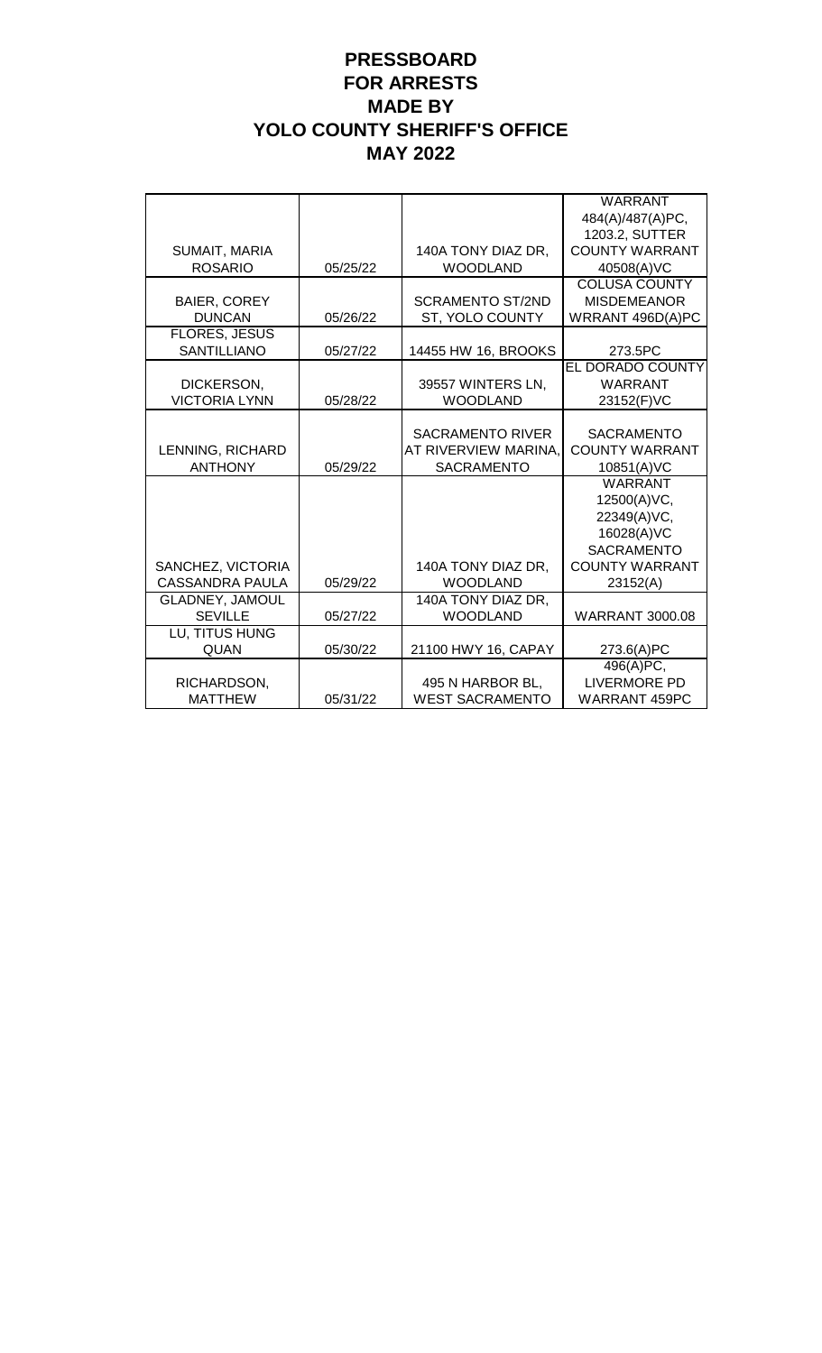# PRESSBOARD
# FOR ARRESTS
# MADE BY
# YOLO COUNTY SHERIFF'S OFFICE
# MAY 2022

| | | | |
|---|---|---|---|
| SUMAIT, MARIA ROSARIO | 05/25/22 | 140A TONY DIAZ DR, WOODLAND | WARRANT 484(A)/487(A)PC, 1203.2, SUTTER COUNTY WARRANT 40508(A)VC |
| BAIER, COREY DUNCAN | 05/26/22 | SCRAMENTO ST/2ND ST, YOLO COUNTY | COLUSA COUNTY MISDEMEANOR WRRANT 496D(A)PC |
| FLORES, JESUS SANTILLIANO | 05/27/22 | 14455 HW 16, BROOKS | 273.5PC |
| DICKERSON, VICTORIA LYNN | 05/28/22 | 39557 WINTERS LN, WOODLAND | EL DORADO COUNTY WARRANT 23152(F)VC |
| LENNING, RICHARD ANTHONY | 05/29/22 | SACRAMENTO RIVER AT RIVERVIEW MARINA, SACRAMENTO | SACRAMENTO COUNTY WARRANT 10851(A)VC |
| SANCHEZ, VICTORIA CASSANDRA PAULA | 05/29/22 | 140A TONY DIAZ DR, WOODLAND | WARRANT 12500(A)VC, 22349(A)VC, 16028(A)VC SACRAMENTO COUNTY WARRANT 23152(A) |
| GLADNEY, JAMOUL SEVILLE | 05/27/22 | 140A TONY DIAZ DR, WOODLAND | WARRANT 3000.08 |
| LU, TITUS HUNG QUAN | 05/30/22 | 21100 HWY 16, CAPAY | 273.6(A)PC |
| RICHARDSON, MATTHEW | 05/31/22 | 495 N HARBOR BL, WEST SACRAMENTO | 496(A)PC, LIVERMORE PD WARRANT 459PC |